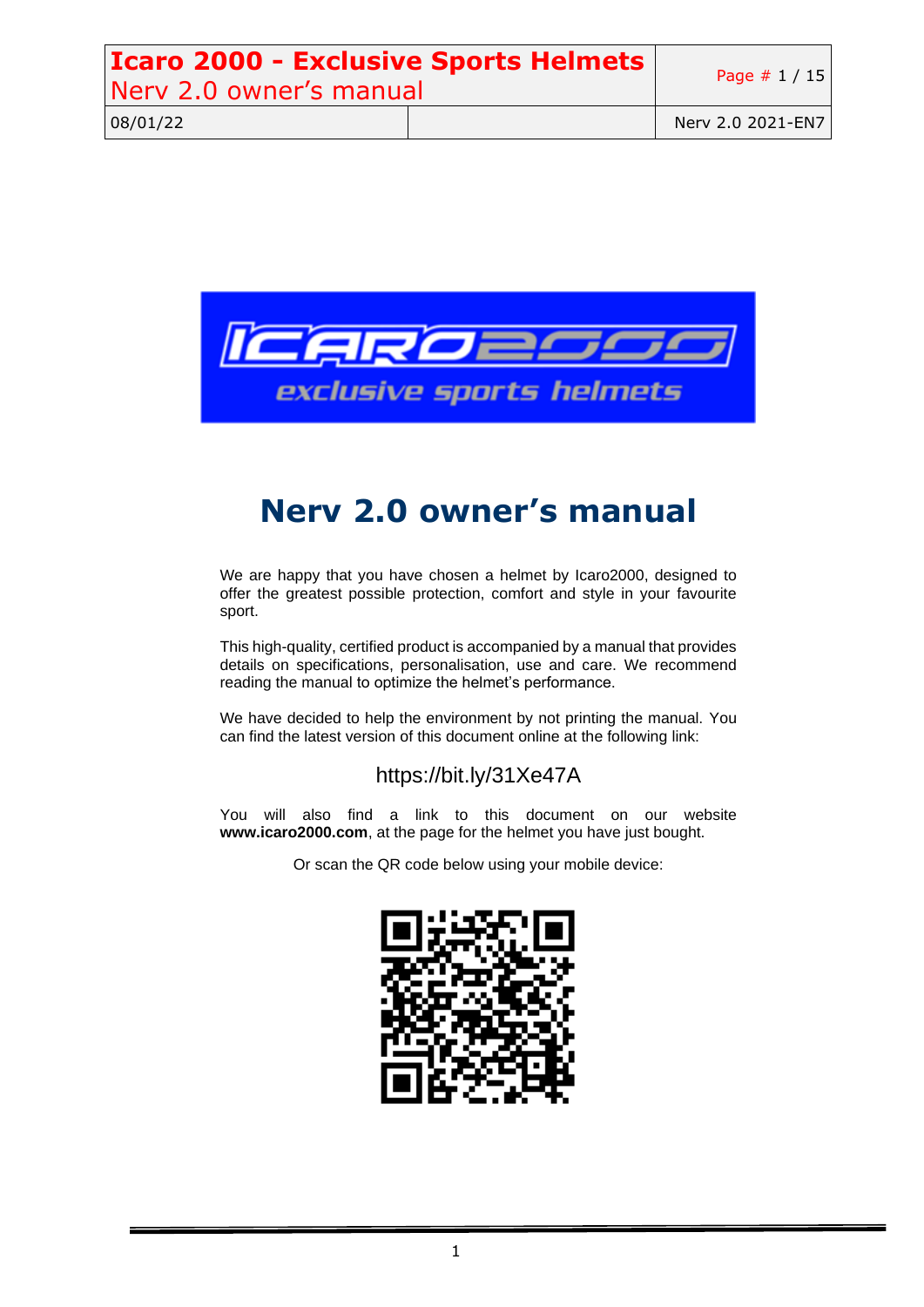# Nerv 2.0 owner's manual

We are happy that you have chosen a helmet by Icaro2000, designed to offer the greatest possible protection, comfort and style in your favourite sport.

This high-quality, certified product is accompanied by a manual that provides details on specifications, personalisation, use and care. We recommend reading the manual to optimize the helmet's performance.

We have decided to help the environment by not printing the manual. You can find the latest version of this document online at the following link:

https://bit.ly/31Xe47A

You will also find a link to this document on our website **www.icaro2000.com**, at the page for the helmet you have just bought.

Or scan the QR code below using your mobile device: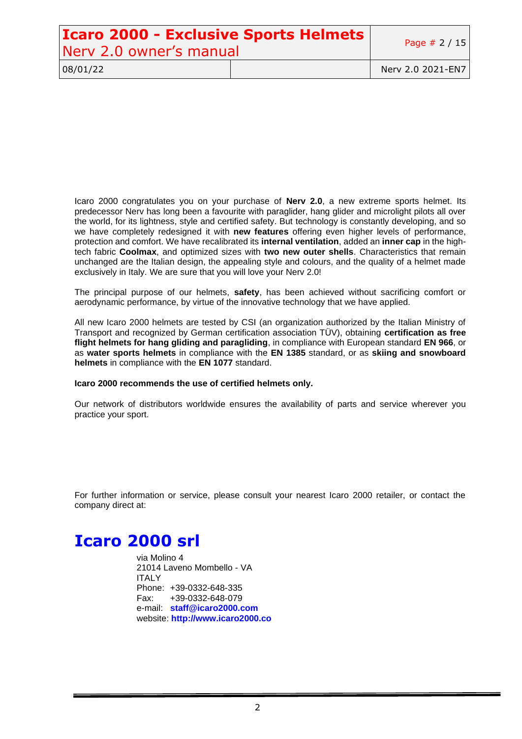Icaro 2000 congratulates you on your purchase of **Nerv 2.0**, a new extreme sports helmet. Its predecessor Nerv has long been a favourite with paraglider, hang glider and microlight pilots all over the world, for its lightness, style and certified safety. But technology is constantly developing, and so we have completely redesigned it with **new features** offering even higher levels of performance, protection and comfort. We have recalibrated its **internal ventilation**, added an **inner cap** in the high-tech fabric **Coolmax**, and optimized sizes with **two new outer shells**. Characteristics that remain unchanged are the Italian design, the appealing style and colours, and the quality of a helmet made exclusively in Italy. We are sure that you will love your Nerv 2.0!

The principal purpose of our helmets, **safety**, has been achieved without sacrificing comfort or aerodynamic performance, by virtue of the innovative technology that we have applied.

All new Icaro 2000 helmets are tested by CSI (an organization authorized by the Italian Ministry of Transport and recognized by German certification association TÜV), obtaining **certification as free flight helmets for hang gliding and paragliding**, in compliance with European standard **EN 966**, or as **water sports helmets** in compliance with the **EN 1385** standard, or as **skiing and snowboard helmets** in compliance with the **EN 1077** standard.

**Icaro 2000 recommends the use of certified helmets only.**

Our network of distributors worldwide ensures the availability of parts and service wherever you practice your sport.

For further information or service, please consult your nearest Icaro 2000 retailer, or contact the company direct at:

# Icaro 2000 srl

via Molino 4
21014 Laveno Mombello - VA
ITALY
Phone: +39-0332-648-335
Fax: +39-0332-648-079
e-mail: **staff@icaro2000.com**
website: **http://www.icaro2000.co**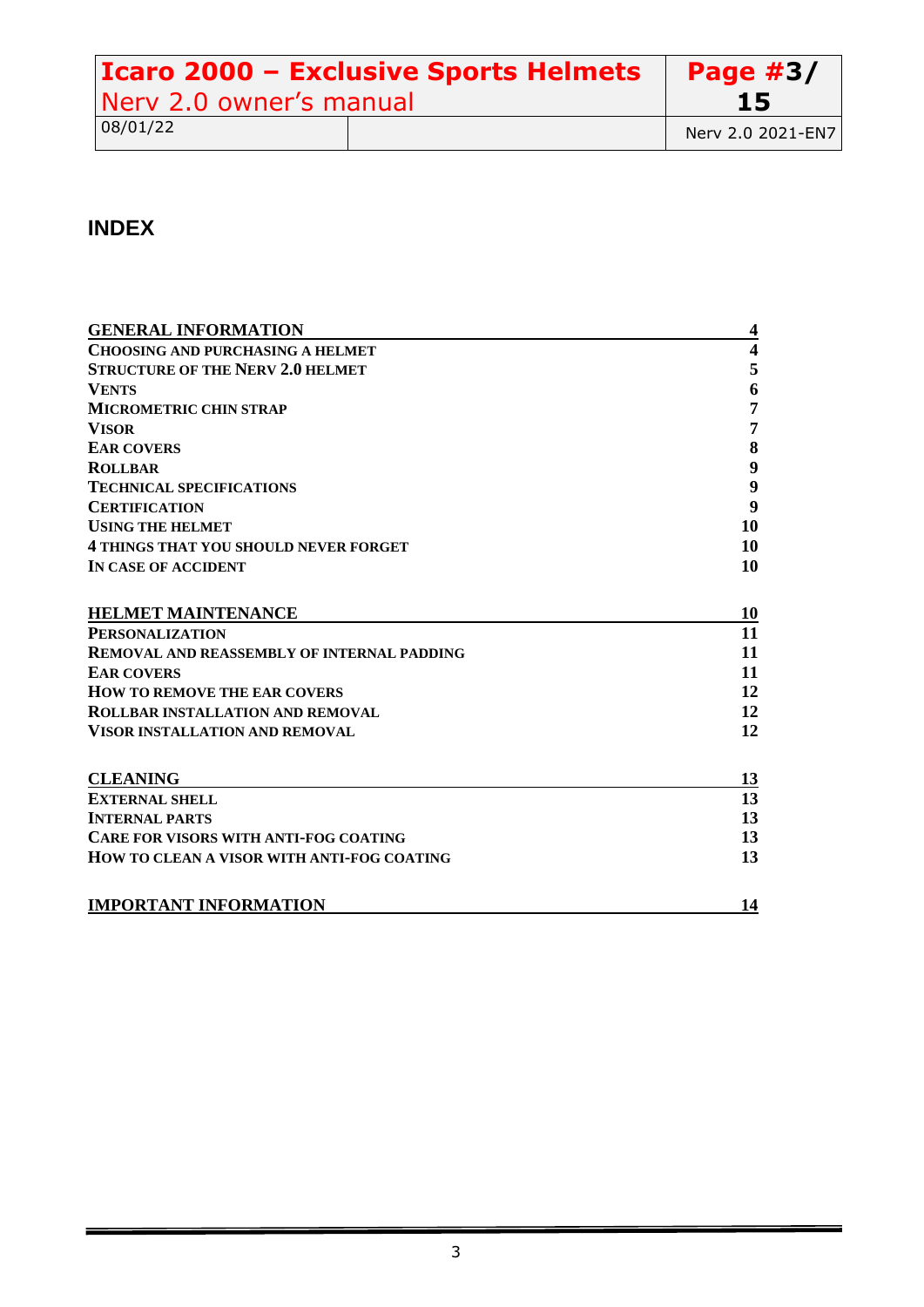## INDEX

| | |
|---|---|
| **GENERAL INFORMATION** | **4** |
| **CHOOSING AND PURCHASING A HELMET** | **4** |
| **STRUCTURE OF THE NERV 2.0 HELMET** | **5** |
| **VENTS** | **6** |
| **MICROMETRIC CHIN STRAP** | **7** |
| **VISOR** | **7** |
| **EAR COVERS** | **8** |
| **ROLLBAR** | **9** |
| **TECHNICAL SPECIFICATIONS** | **9** |
| **CERTIFICATION** | **9** |
| **USING THE HELMET** | **10** |
| **4 THINGS THAT YOU SHOULD NEVER FORGET** | **10** |
| **IN CASE OF ACCIDENT** | **10** |
| | |
| **HELMET MAINTENANCE** | **10** |
| **PERSONALIZATION** | **11** |
| **REMOVAL AND REASSEMBLY OF INTERNAL PADDING** | **11** |
| **EAR COVERS** | **11** |
| **HOW TO REMOVE THE EAR COVERS** | **12** |
| **ROLLBAR INSTALLATION AND REMOVAL** | **12** |
| **VISOR INSTALLATION AND REMOVAL** | **12** |
| | |
| **CLEANING** | **13** |
| **EXTERNAL SHELL** | **13** |
| **INTERNAL PARTS** | **13** |
| **CARE FOR VISORS WITH ANTI-FOG COATING** | **13** |
| **HOW TO CLEAN A VISOR WITH ANTI-FOG COATING** | **13** |
| | |
| **IMPORTANT INFORMATION** | **14** |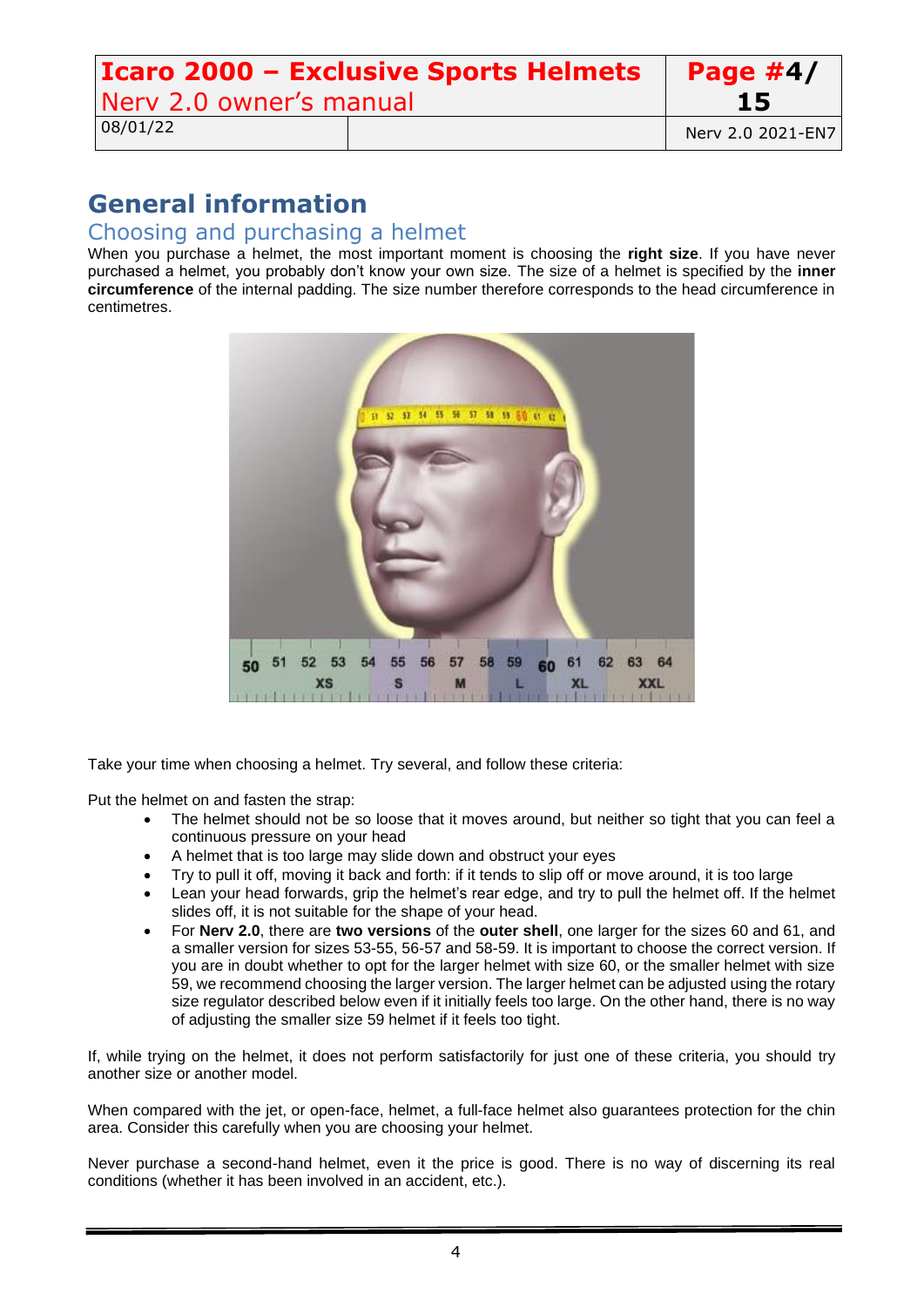# General information

## Choosing and purchasing a helmet

When you purchase a helmet, the most important moment is choosing the **right size**. If you have never purchased a helmet, you probably don't know your own size. The size of a helmet is specified by the **inner circumference** of the internal padding. The size number therefore corresponds to the head circumference in centimetres.

Take your time when choosing a helmet. Try several, and follow these criteria:

Put the helmet on and fasten the strap:

- The helmet should not be so loose that it moves around, but neither so tight that you can feel a continuous pressure on your head
- A helmet that is too large may slide down and obstruct your eyes
- Try to pull it off, moving it back and forth: if it tends to slip off or move around, it is too large
- Lean your head forwards, grip the helmet's rear edge, and try to pull the helmet off. If the helmet slides off, it is not suitable for the shape of your head.
- For **Nerv 2.0**, there are **two versions** of the **outer shell**, one larger for the sizes 60 and 61, and a smaller version for sizes 53-55, 56-57 and 58-59. It is important to choose the correct version. If you are in doubt whether to opt for the larger helmet with size 60, or the smaller helmet with size 59, we recommend choosing the larger version. The larger helmet can be adjusted using the rotary size regulator described below even if it initially feels too large. On the other hand, there is no way of adjusting the smaller size 59 helmet if it feels too tight.

If, while trying on the helmet, it does not perform satisfactorily for just one of these criteria, you should try another size or another model.

When compared with the jet, or open-face, helmet, a full-face helmet also guarantees protection for the chin area. Consider this carefully when you are choosing your helmet.

Never purchase a second-hand helmet, even it the price is good. There is no way of discerning its real conditions (whether it has been involved in an accident, etc.).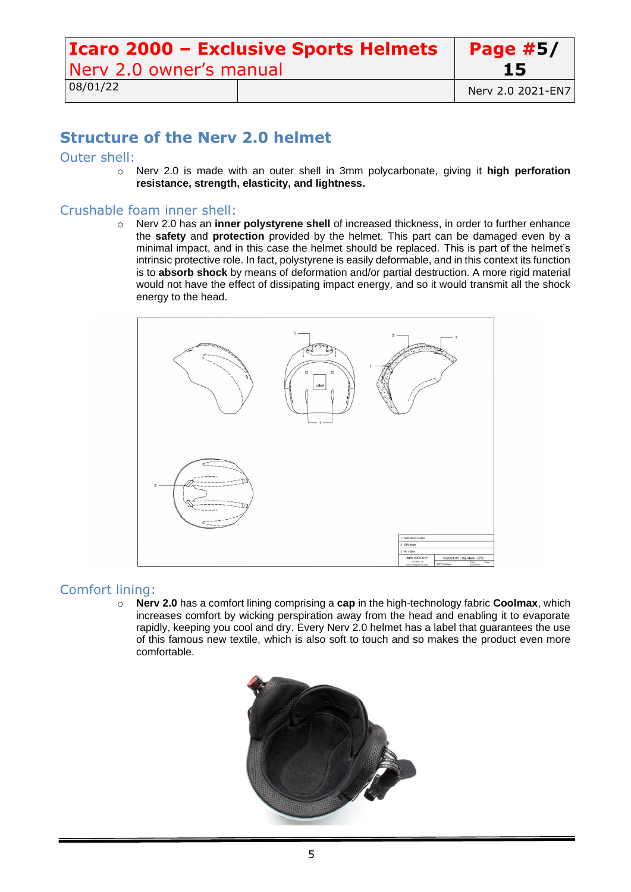## Structure of the Nerv 2.0 helmet

### Outer shell:

- Nerv 2.0 is made with an outer shell in 3mm polycarbonate, giving it **high perforation resistance, strength, elasticity, and lightness.**

### Crushable foam inner shell:

- Nerv 2.0 has an **inner polystyrene shell** of increased thickness, in order to further enhance the **safety** and **protection** provided by the helmet. This part can be damaged even by a minimal impact, and in this case the helmet should be replaced. This is part of the helmet's intrinsic protective role. In fact, polystyrene is easily deformable, and in this context its function is to **absorb shock** by means of deformation and/or partial destruction. A more rigid material would not have the effect of dissipating impact energy, and so it would transmit all the shock energy to the head.

### Comfort lining:

- **Nerv 2.0** has a comfort lining comprising a **cap** in the high-technology fabric **Coolmax**, which increases comfort by wicking perspiration away from the head and enabling it to evaporate rapidly, keeping you cool and dry. Every Nerv 2.0 helmet has a label that guarantees the use of this famous new textile, which is also soft to touch and so makes the product even more comfortable.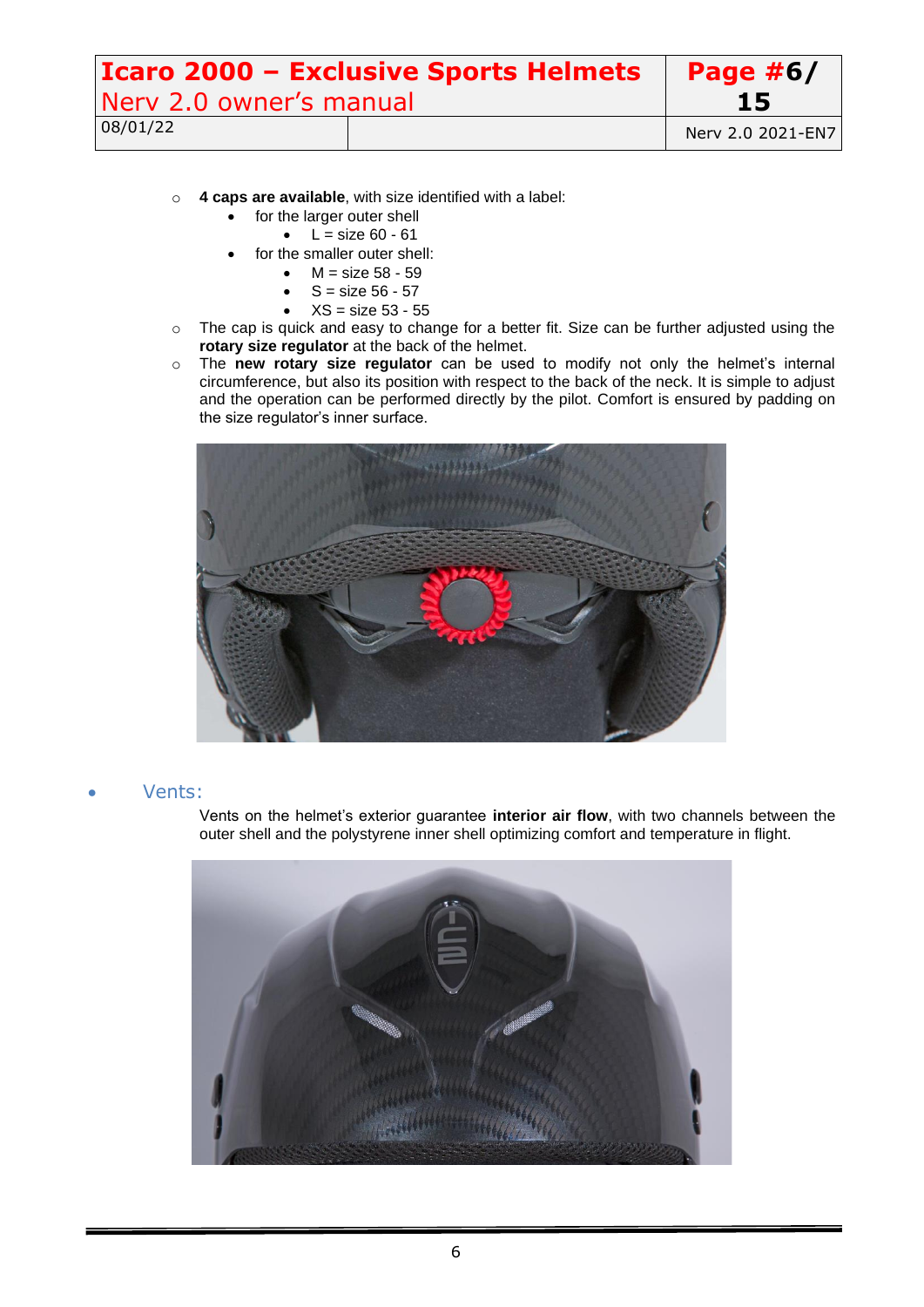- **4 caps are available**, with size identified with a label:
  - for the larger outer shell
    - L = size 60 - 61
  - for the smaller outer shell:
    - M = size 58 - 59
    - S = size 56 - 57
    - XS = size 53 - 55
- The cap is quick and easy to change for a better fit. Size can be further adjusted using the **rotary size regulator** at the back of the helmet.
- The **new rotary size regulator** can be used to modify not only the helmet's internal circumference, but also its position with respect to the back of the neck. It is simple to adjust and the operation can be performed directly by the pilot. Comfort is ensured by padding on the size regulator's inner surface.

## Vents:

Vents on the helmet's exterior guarantee **interior air flow**, with two channels between the outer shell and the polystyrene inner shell optimizing comfort and temperature in flight.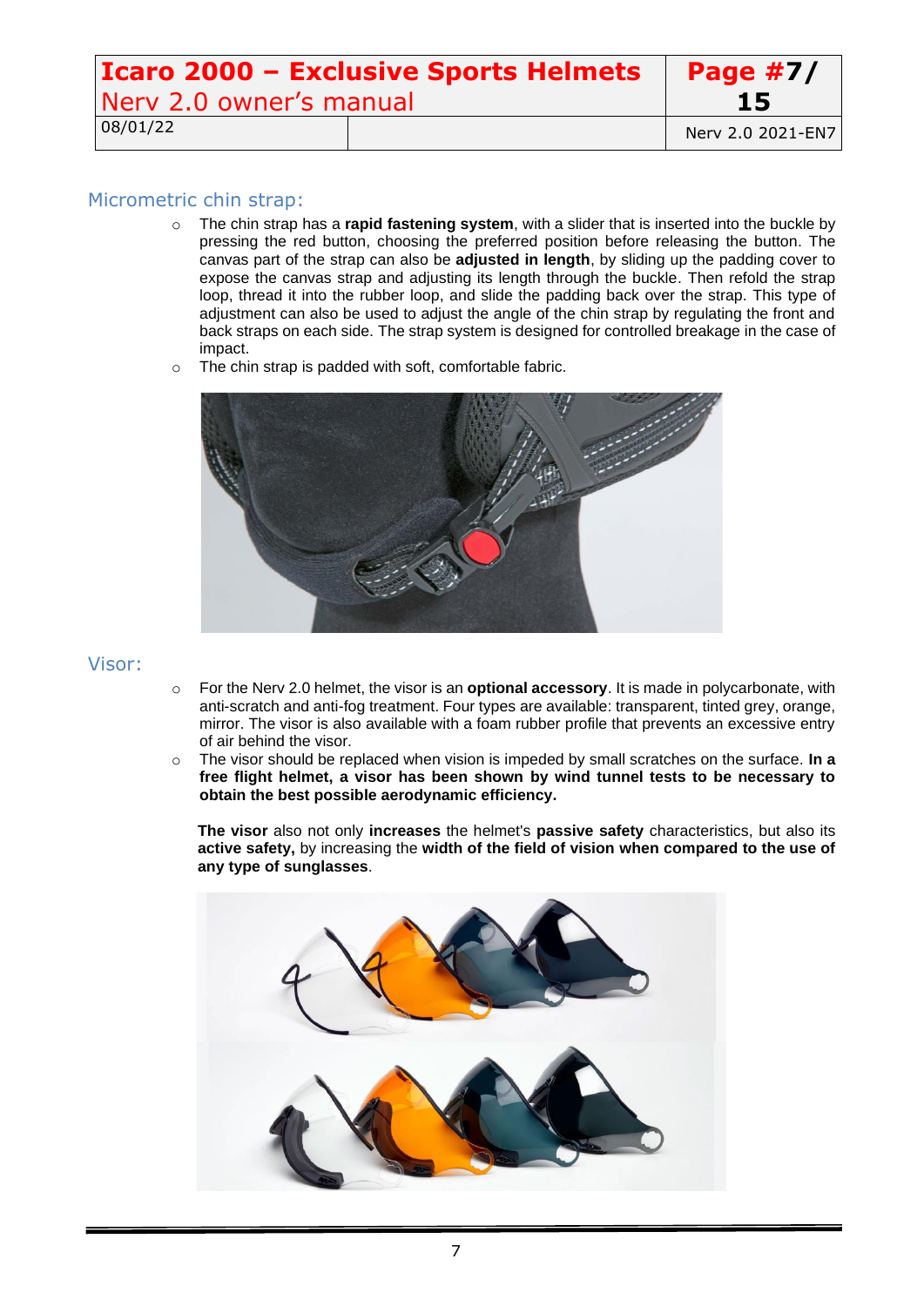## Micrometric chin strap:

- The chin strap has a **rapid fastening system**, with a slider that is inserted into the buckle by pressing the red button, choosing the preferred position before releasing the button. The canvas part of the strap can also be **adjusted in length**, by sliding up the padding cover to expose the canvas strap and adjusting its length through the buckle. Then refold the strap loop, thread it into the rubber loop, and slide the padding back over the strap. This type of adjustment can also be used to adjust the angle of the chin strap by regulating the front and back straps on each side. The strap system is designed for controlled breakage in the case of impact.
- The chin strap is padded with soft, comfortable fabric.

## Visor:

- For the Nerv 2.0 helmet, the visor is an **optional accessory**. It is made in polycarbonate, with anti-scratch and anti-fog treatment. Four types are available: transparent, tinted grey, orange, mirror. The visor is also available with a foam rubber profile that prevents an excessive entry of air behind the visor.
- The visor should be replaced when vision is impeded by small scratches on the surface. **In a free flight helmet, a visor has been shown by wind tunnel tests to be necessary to obtain the best possible aerodynamic efficiency.**

**The visor** also not only **increases** the helmet's **passive safety** characteristics, but also its **active safety,** by increasing the **width of the field of vision when compared to the use of any type of sunglasses**.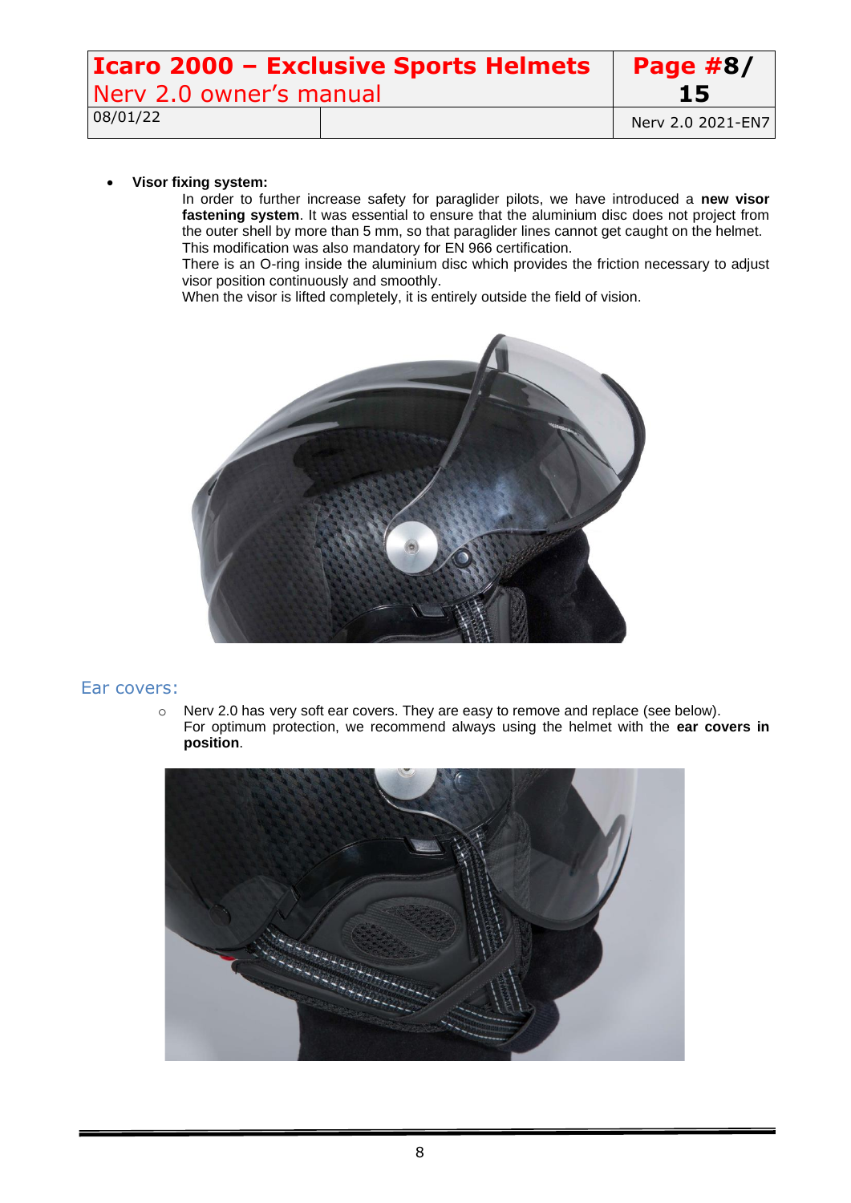- **Visor fixing system:**

  In order to further increase safety for paraglider pilots, we have introduced a **new visor fastening system**. It was essential to ensure that the aluminium disc does not project from the outer shell by more than 5 mm, so that paraglider lines cannot get caught on the helmet. This modification was also mandatory for EN 966 certification.

  There is an O-ring inside the aluminium disc which provides the friction necessary to adjust visor position continuously and smoothly.

  When the visor is lifted completely, it is entirely outside the field of vision.

## Ear covers:

- Nerv 2.0 has very soft ear covers. They are easy to remove and replace (see below). For optimum protection, we recommend always using the helmet with the **ear covers in position**.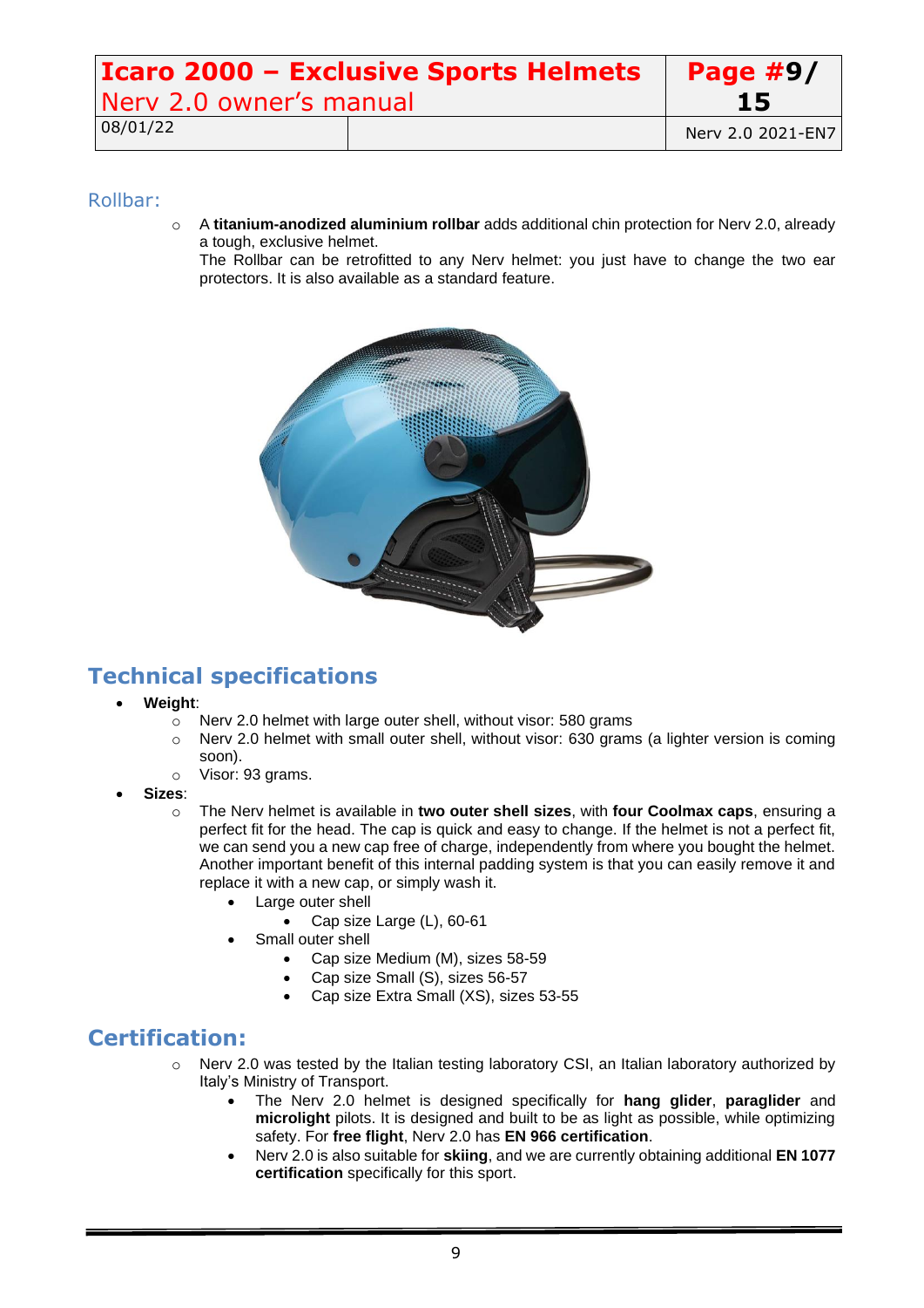## Rollbar:

- A **titanium-anodized aluminium rollbar** adds additional chin protection for Nerv 2.0, already a tough, exclusive helmet.
  The Rollbar can be retrofitted to any Nerv helmet: you just have to change the two ear protectors. It is also available as a standard feature.

# Technical specifications

- **Weight**:
  - Nerv 2.0 helmet with large outer shell, without visor: 580 grams
  - Nerv 2.0 helmet with small outer shell, without visor: 630 grams (a lighter version is coming soon).
  - Visor: 93 grams.
- **Sizes**:
  - The Nerv helmet is available in **two outer shell sizes**, with **four Coolmax caps**, ensuring a perfect fit for the head. The cap is quick and easy to change. If the helmet is not a perfect fit, we can send you a new cap free of charge, independently from where you bought the helmet. Another important benefit of this internal padding system is that you can easily remove it and replace it with a new cap, or simply wash it.
    - Large outer shell
      - Cap size Large (L), 60-61
    - Small outer shell
      - Cap size Medium (M), sizes 58-59
      - Cap size Small (S), sizes 56-57
      - Cap size Extra Small (XS), sizes 53-55

# Certification:

- Nerv 2.0 was tested by the Italian testing laboratory CSI, an Italian laboratory authorized by Italy's Ministry of Transport.
  - The Nerv 2.0 helmet is designed specifically for **hang glider**, **paraglider** and **microlight** pilots. It is designed and built to be as light as possible, while optimizing safety. For **free flight**, Nerv 2.0 has **EN 966 certification**.
  - Nerv 2.0 is also suitable for **skiing**, and we are currently obtaining additional **EN 1077 certification** specifically for this sport.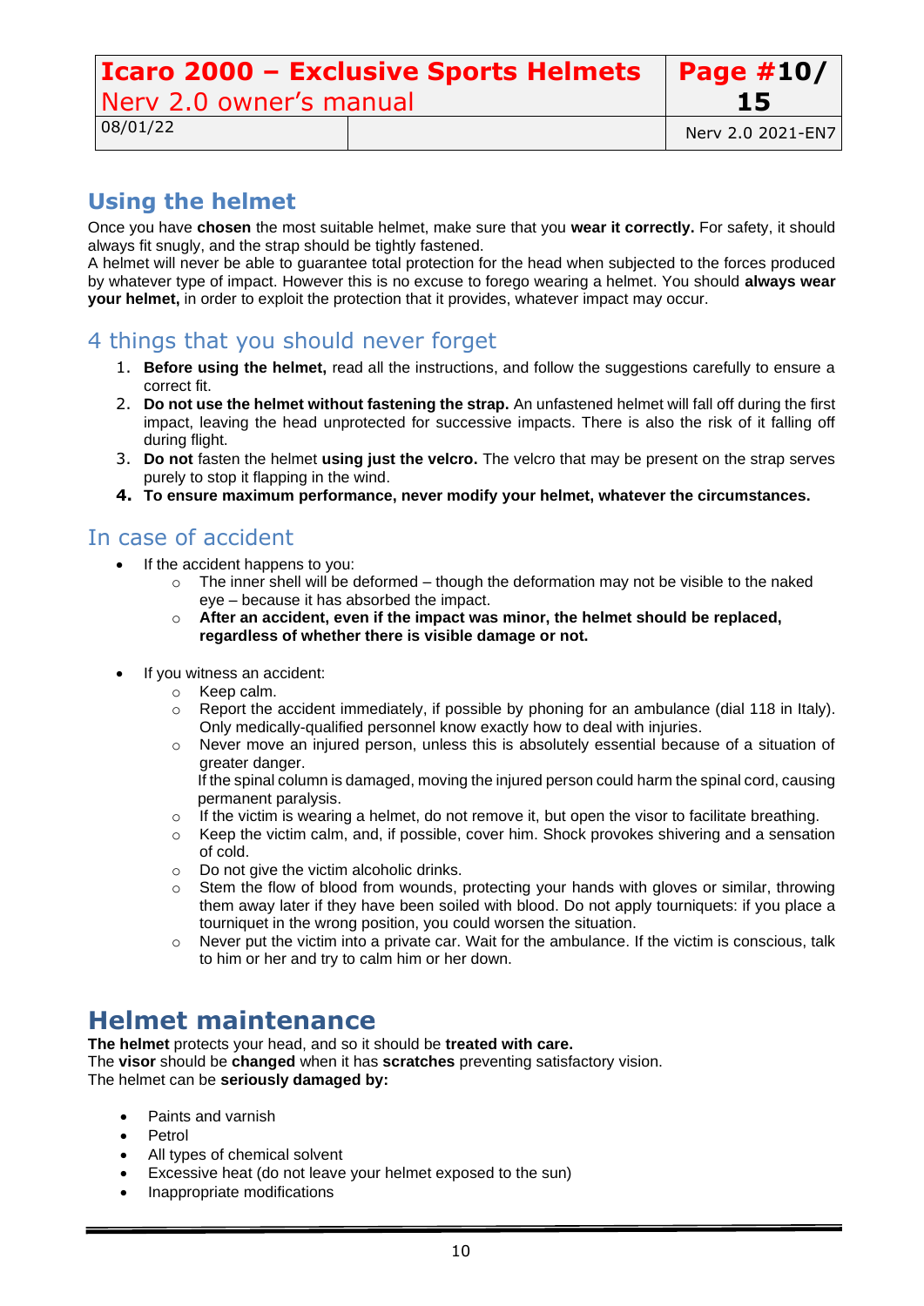## Using the helmet

Once you have **chosen** the most suitable helmet, make sure that you **wear it correctly.** For safety, it should always fit snugly, and the strap should be tightly fastened.
A helmet will never be able to guarantee total protection for the head when subjected to the forces produced by whatever type of impact. However this is no excuse to forego wearing a helmet. You should **always wear your helmet,** in order to exploit the protection that it provides, whatever impact may occur.

### 4 things that you should never forget

1. **Before using the helmet,** read all the instructions, and follow the suggestions carefully to ensure a correct fit.
2. **Do not use the helmet without fastening the strap.** An unfastened helmet will fall off during the first impact, leaving the head unprotected for successive impacts. There is also the risk of it falling off during flight.
3. **Do not** fasten the helmet **using just the velcro.** The velcro that may be present on the strap serves purely to stop it flapping in the wind.
4. **To ensure maximum performance, never modify your helmet, whatever the circumstances.**

### In case of accident

- If the accident happens to you:
  - The inner shell will be deformed – though the deformation may not be visible to the naked eye – because it has absorbed the impact.
  - **After an accident, even if the impact was minor, the helmet should be replaced, regardless of whether there is visible damage or not.**

- If you witness an accident:
  - Keep calm.
  - Report the accident immediately, if possible by phoning for an ambulance (dial 118 in Italy). Only medically-qualified personnel know exactly how to deal with injuries.
  - Never move an injured person, unless this is absolutely essential because of a situation of greater danger.
    If the spinal column is damaged, moving the injured person could harm the spinal cord, causing permanent paralysis.
  - If the victim is wearing a helmet, do not remove it, but open the visor to facilitate breathing.
  - Keep the victim calm, and, if possible, cover him. Shock provokes shivering and a sensation of cold.
  - Do not give the victim alcoholic drinks.
  - Stem the flow of blood from wounds, protecting your hands with gloves or similar, throwing them away later if they have been soiled with blood. Do not apply tourniquets: if you place a tourniquet in the wrong position, you could worsen the situation.
  - Never put the victim into a private car. Wait for the ambulance. If the victim is conscious, talk to him or her and try to calm him or her down.

## Helmet maintenance

**The helmet** protects your head, and so it should be **treated with care.**
The **visor** should be **changed** when it has **scratches** preventing satisfactory vision.
The helmet can be **seriously damaged by:**

- Paints and varnish
- Petrol
- All types of chemical solvent
- Excessive heat (do not leave your helmet exposed to the sun)
- Inappropriate modifications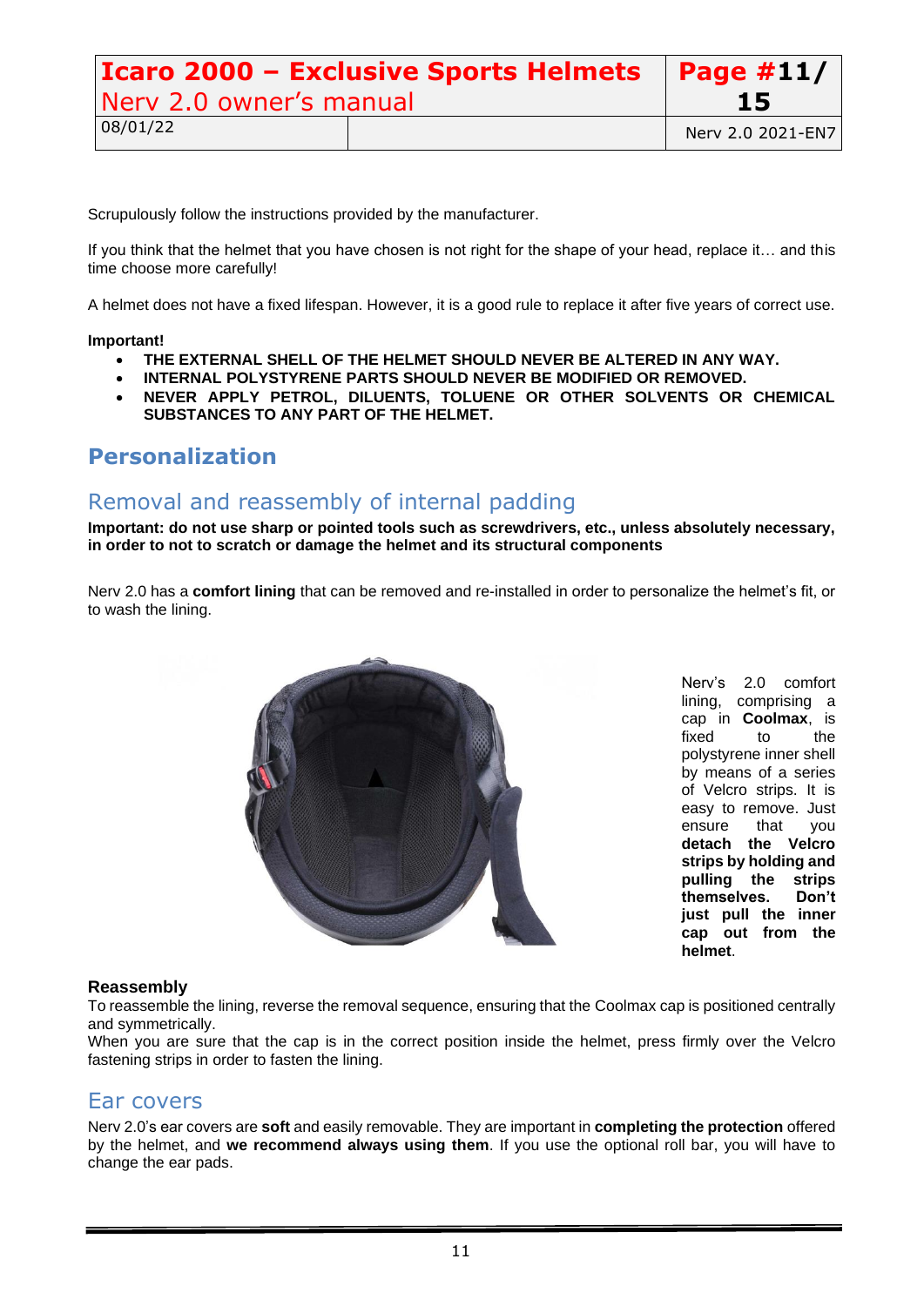Scrupulously follow the instructions provided by the manufacturer.

If you think that the helmet that you have chosen is not right for the shape of your head, replace it… and this time choose more carefully!

A helmet does not have a fixed lifespan. However, it is a good rule to replace it after five years of correct use.

**Important!**

- **THE EXTERNAL SHELL OF THE HELMET SHOULD NEVER BE ALTERED IN ANY WAY.**
- **INTERNAL POLYSTYRENE PARTS SHOULD NEVER BE MODIFIED OR REMOVED.**
- **NEVER APPLY PETROL, DILUENTS, TOLUENE OR OTHER SOLVENTS OR CHEMICAL SUBSTANCES TO ANY PART OF THE HELMET.**

# Personalization

## Removal and reassembly of internal padding

**Important: do not use sharp or pointed tools such as screwdrivers, etc., unless absolutely necessary, in order to not to scratch or damage the helmet and its structural components**

Nerv 2.0 has a **comfort lining** that can be removed and re-installed in order to personalize the helmet's fit, or to wash the lining.

Nerv's 2.0 comfort lining, comprising a cap in **Coolmax**, is fixed to the polystyrene inner shell by means of a series of Velcro strips. It is easy to remove. Just ensure that you **detach the Velcro strips by holding and pulling the strips themselves. Don't just pull the inner cap out from the helmet**.

**Reassembly**

To reassemble the lining, reverse the removal sequence, ensuring that the Coolmax cap is positioned centrally and symmetrically.

When you are sure that the cap is in the correct position inside the helmet, press firmly over the Velcro fastening strips in order to fasten the lining.

## Ear covers

Nerv 2.0's ear covers are **soft** and easily removable. They are important in **completing the protection** offered by the helmet, and **we recommend always using them**. If you use the optional roll bar, you will have to change the ear pads.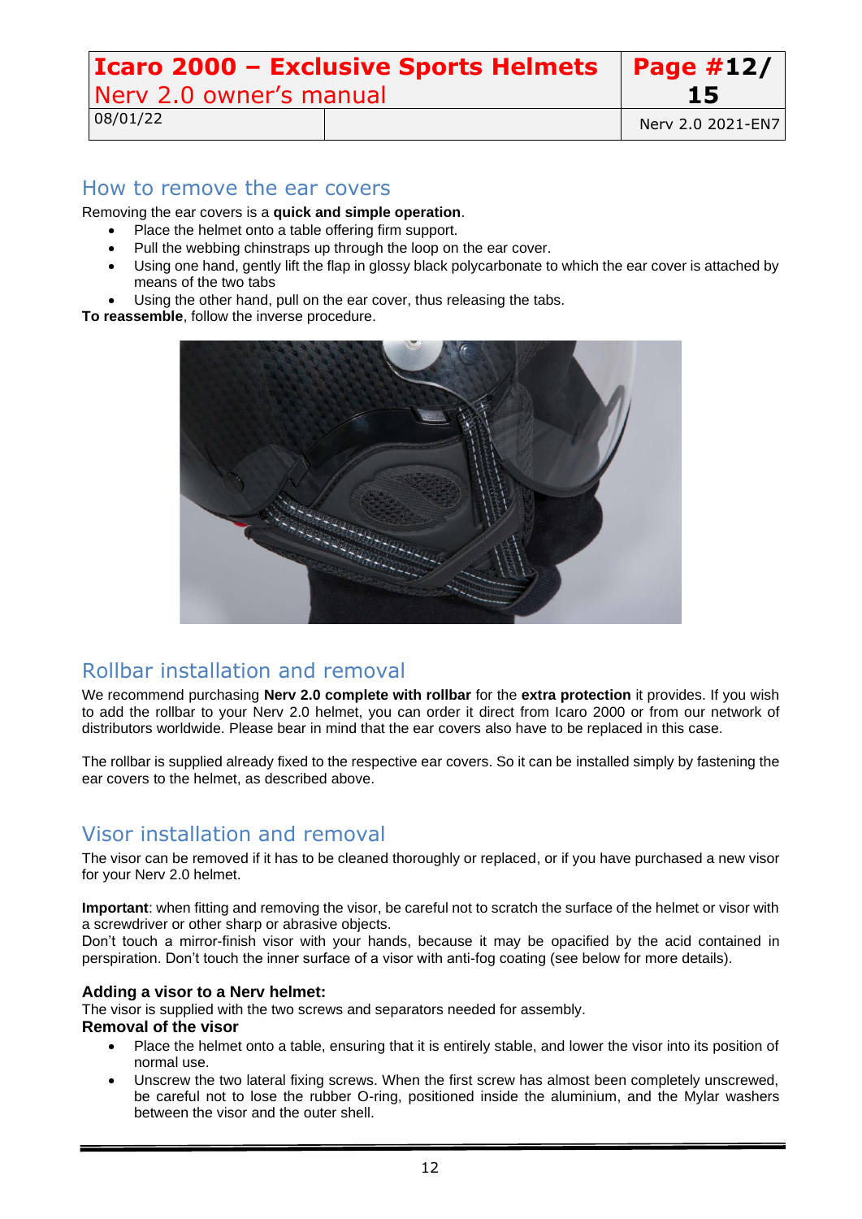## How to remove the ear covers

Removing the ear covers is a **quick and simple operation**.

- Place the helmet onto a table offering firm support.
- Pull the webbing chinstraps up through the loop on the ear cover.
- Using one hand, gently lift the flap in glossy black polycarbonate to which the ear cover is attached by means of the two tabs
- Using the other hand, pull on the ear cover, thus releasing the tabs.

**To reassemble**, follow the inverse procedure.

## Rollbar installation and removal

We recommend purchasing **Nerv 2.0 complete with rollbar** for the **extra protection** it provides. If you wish to add the rollbar to your Nerv 2.0 helmet, you can order it direct from Icaro 2000 or from our network of distributors worldwide. Please bear in mind that the ear covers also have to be replaced in this case.

The rollbar is supplied already fixed to the respective ear covers. So it can be installed simply by fastening the ear covers to the helmet, as described above.

## Visor installation and removal

The visor can be removed if it has to be cleaned thoroughly or replaced, or if you have purchased a new visor for your Nerv 2.0 helmet.

**Important**: when fitting and removing the visor, be careful not to scratch the surface of the helmet or visor with a screwdriver or other sharp or abrasive objects.
Don't touch a mirror-finish visor with your hands, because it may be opacified by the acid contained in perspiration. Don't touch the inner surface of a visor with anti-fog coating (see below for more details).

### Adding a visor to a Nerv helmet:

The visor is supplied with the two screws and separators needed for assembly.

**Removal of the visor**

- Place the helmet onto a table, ensuring that it is entirely stable, and lower the visor into its position of normal use.
- Unscrew the two lateral fixing screws. When the first screw has almost been completely unscrewed, be careful not to lose the rubber O-ring, positioned inside the aluminium, and the Mylar washers between the visor and the outer shell.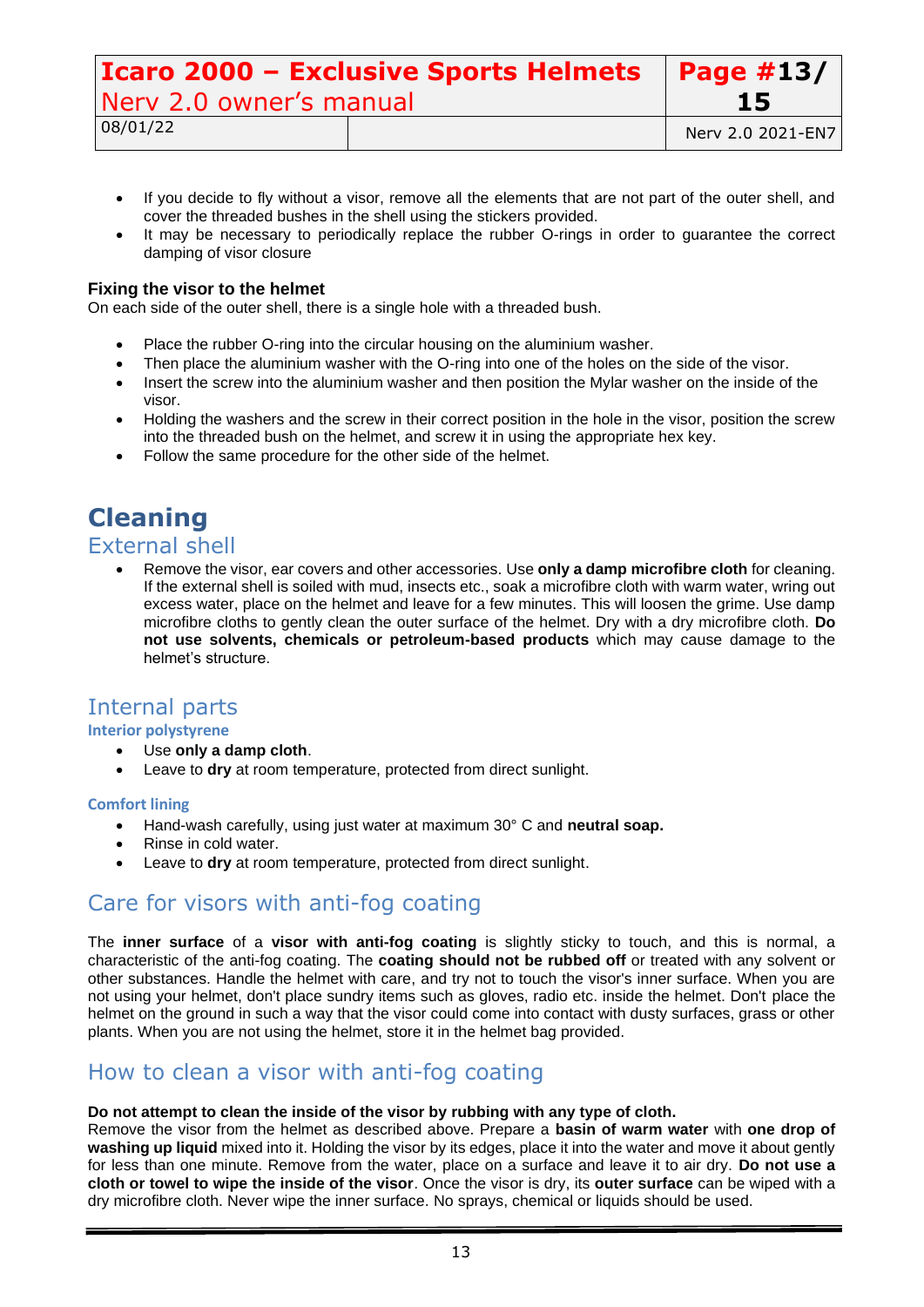- If you decide to fly without a visor, remove all the elements that are not part of the outer shell, and cover the threaded bushes in the shell using the stickers provided.
- It may be necessary to periodically replace the rubber O-rings in order to guarantee the correct damping of visor closure

**Fixing the visor to the helmet**

On each side of the outer shell, there is a single hole with a threaded bush.

- Place the rubber O-ring into the circular housing on the aluminium washer.
- Then place the aluminium washer with the O-ring into one of the holes on the side of the visor.
- Insert the screw into the aluminium washer and then position the Mylar washer on the inside of the visor.
- Holding the washers and the screw in their correct position in the hole in the visor, position the screw into the threaded bush on the helmet, and screw it in using the appropriate hex key.
- Follow the same procedure for the other side of the helmet.

# Cleaning

## External shell

- Remove the visor, ear covers and other accessories. Use **only a damp microfibre cloth** for cleaning. If the external shell is soiled with mud, insects etc., soak a microfibre cloth with warm water, wring out excess water, place on the helmet and leave for a few minutes. This will loosen the grime. Use damp microfibre cloths to gently clean the outer surface of the helmet. Dry with a dry microfibre cloth. **Do not use solvents, chemicals or petroleum-based products** which may cause damage to the helmet's structure.

## Internal parts

### Interior polystyrene

- Use **only a damp cloth**.
- Leave to **dry** at room temperature, protected from direct sunlight.

### Comfort lining

- Hand-wash carefully, using just water at maximum 30° C and **neutral soap.**
- Rinse in cold water.
- Leave to **dry** at room temperature, protected from direct sunlight.

## Care for visors with anti-fog coating

The **inner surface** of a **visor with anti-fog coating** is slightly sticky to touch, and this is normal, a characteristic of the anti-fog coating. The **coating should not be rubbed off** or treated with any solvent or other substances. Handle the helmet with care, and try not to touch the visor's inner surface. When you are not using your helmet, don't place sundry items such as gloves, radio etc. inside the helmet. Don't place the helmet on the ground in such a way that the visor could come into contact with dusty surfaces, grass or other plants. When you are not using the helmet, store it in the helmet bag provided.

## How to clean a visor with anti-fog coating

**Do not attempt to clean the inside of the visor by rubbing with any type of cloth.**
Remove the visor from the helmet as described above. Prepare a **basin of warm water** with **one drop of washing up liquid** mixed into it. Holding the visor by its edges, place it into the water and move it about gently for less than one minute. Remove from the water, place on a surface and leave it to air dry. **Do not use a cloth or towel to wipe the inside of the visor**. Once the visor is dry, its **outer surface** can be wiped with a dry microfibre cloth. Never wipe the inner surface. No sprays, chemical or liquids should be used.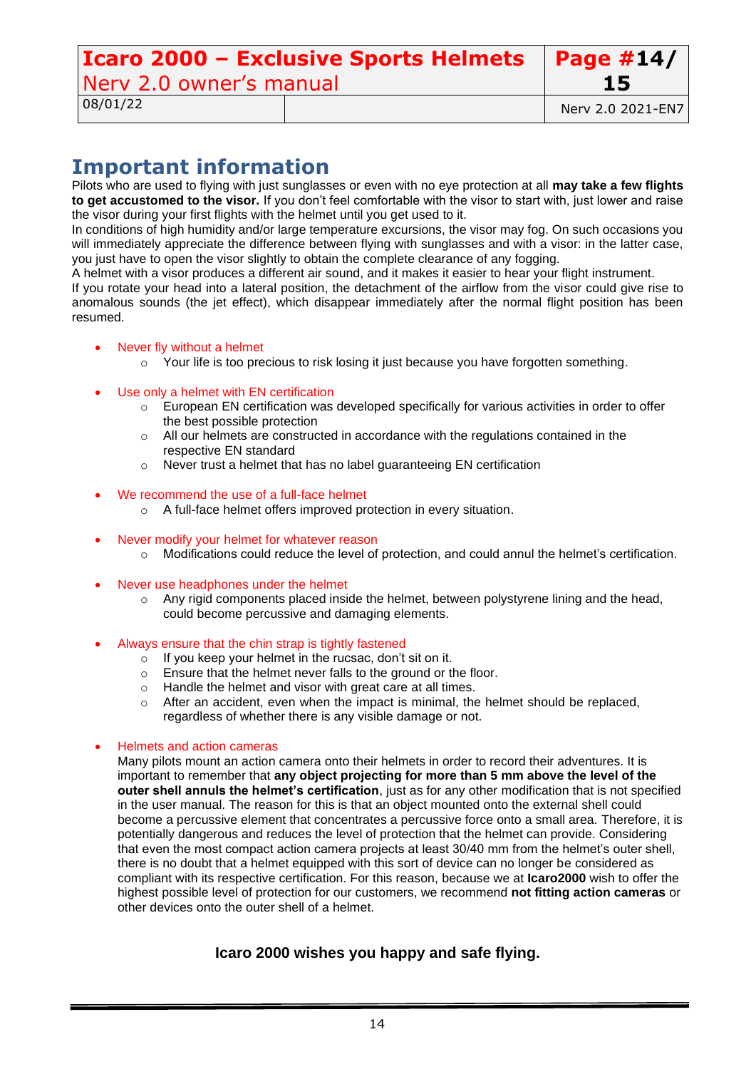# Important information

Pilots who are used to flying with just sunglasses or even with no eye protection at all **may take a few flights to get accustomed to the visor.** If you don't feel comfortable with the visor to start with, just lower and raise the visor during your first flights with the helmet until you get used to it.

In conditions of high humidity and/or large temperature excursions, the visor may fog. On such occasions you will immediately appreciate the difference between flying with sunglasses and with a visor: in the latter case, you just have to open the visor slightly to obtain the complete clearance of any fogging.

A helmet with a visor produces a different air sound, and it makes it easier to hear your flight instrument.

If you rotate your head into a lateral position, the detachment of the airflow from the visor could give rise to anomalous sounds (the jet effect), which disappear immediately after the normal flight position has been resumed.

- Never fly without a helmet
    - Your life is too precious to risk losing it just because you have forgotten something.
- Use only a helmet with EN certification
    - European EN certification was developed specifically for various activities in order to offer the best possible protection
    - All our helmets are constructed in accordance with the regulations contained in the respective EN standard
    - Never trust a helmet that has no label guaranteeing EN certification
- We recommend the use of a full-face helmet
    - A full-face helmet offers improved protection in every situation.
- Never modify your helmet for whatever reason
    - Modifications could reduce the level of protection, and could annul the helmet's certification.
- Never use headphones under the helmet
    - Any rigid components placed inside the helmet, between polystyrene lining and the head, could become percussive and damaging elements.
- Always ensure that the chin strap is tightly fastened
    - If you keep your helmet in the rucsac, don't sit on it.
    - Ensure that the helmet never falls to the ground or the floor.
    - Handle the helmet and visor with great care at all times.
    - After an accident, even when the impact is minimal, the helmet should be replaced, regardless of whether there is any visible damage or not.
- Helmets and action cameras

  Many pilots mount an action camera onto their helmets in order to record their adventures. It is important to remember that **any object projecting for more than 5 mm above the level of the outer shell annuls the helmet's certification**, just as for any other modification that is not specified in the user manual. The reason for this is that an object mounted onto the external shell could become a percussive element that concentrates a percussive force onto a small area. Therefore, it is potentially dangerous and reduces the level of protection that the helmet can provide. Considering that even the most compact action camera projects at least 30/40 mm from the helmet's outer shell, there is no doubt that a helmet equipped with this sort of device can no longer be considered as compliant with its respective certification. For this reason, because we at **Icaro2000** wish to offer the highest possible level of protection for our customers, we recommend **not fitting action cameras** or other devices onto the outer shell of a helmet.

**Icaro 2000 wishes you happy and safe flying.**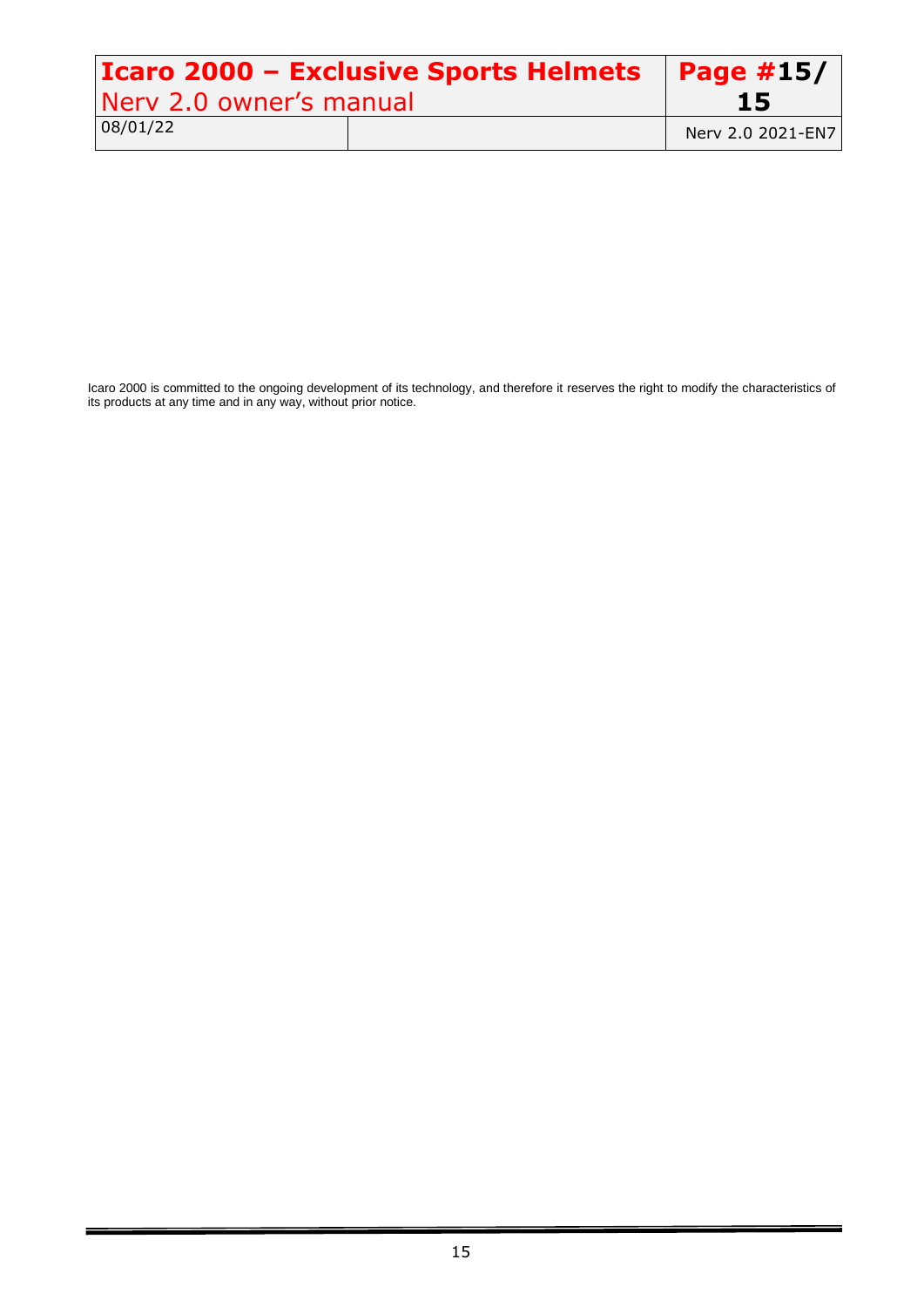Icaro 2000 is committed to the ongoing development of its technology, and therefore it reserves the right to modify the characteristics of its products at any time and in any way, without prior notice.